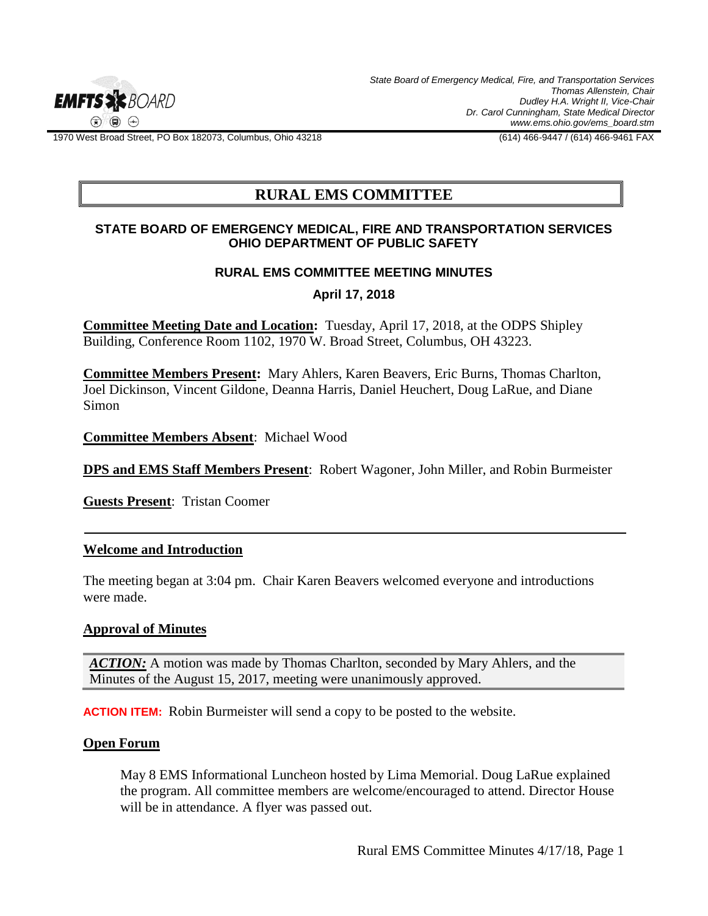State Board of Emergency Medical, Fire, and Transportation Services
Thomas Allenstein, Chair
Dudley H.A. Wright II, Vice-Chair
Dr. Carol Cunningham, State Medical Director
www.ems.ohio.gov/ems_board.stm

1970 West Broad Street, PO Box 182073, Columbus, Ohio 43218 (614) 466-9447 / (614) 466-9461 FAX

# RURAL EMS COMMITTEE

**STATE BOARD OF EMERGENCY MEDICAL, FIRE AND TRANSPORTATION SERVICES**
**OHIO DEPARTMENT OF PUBLIC SAFETY**

**RURAL EMS COMMITTEE MEETING MINUTES**

**April 17, 2018**

**Committee Meeting Date and Location:** Tuesday, April 17, 2018, at the ODPS Shipley Building, Conference Room 1102, 1970 W. Broad Street, Columbus, OH 43223.

**Committee Members Present:** Mary Ahlers, Karen Beavers, Eric Burns, Thomas Charlton, Joel Dickinson, Vincent Gildone, Deanna Harris, Daniel Heuchert, Doug LaRue, and Diane Simon

**Committee Members Absent**: Michael Wood

**DPS and EMS Staff Members Present**: Robert Wagoner, John Miller, and Robin Burmeister

**Guests Present**: Tristan Coomer

---

## Welcome and Introduction

The meeting began at 3:04 pm. Chair Karen Beavers welcomed everyone and introductions were made.

## Approval of Minutes

***ACTION:*** A motion was made by Thomas Charlton, seconded by Mary Ahlers, and the Minutes of the August 15, 2017, meeting were unanimously approved.

**ACTION ITEM:** Robin Burmeister will send a copy to be posted to the website.

## Open Forum

May 8 EMS Informational Luncheon hosted by Lima Memorial. Doug LaRue explained the program. All committee members are welcome/encouraged to attend. Director House will be in attendance. A flyer was passed out.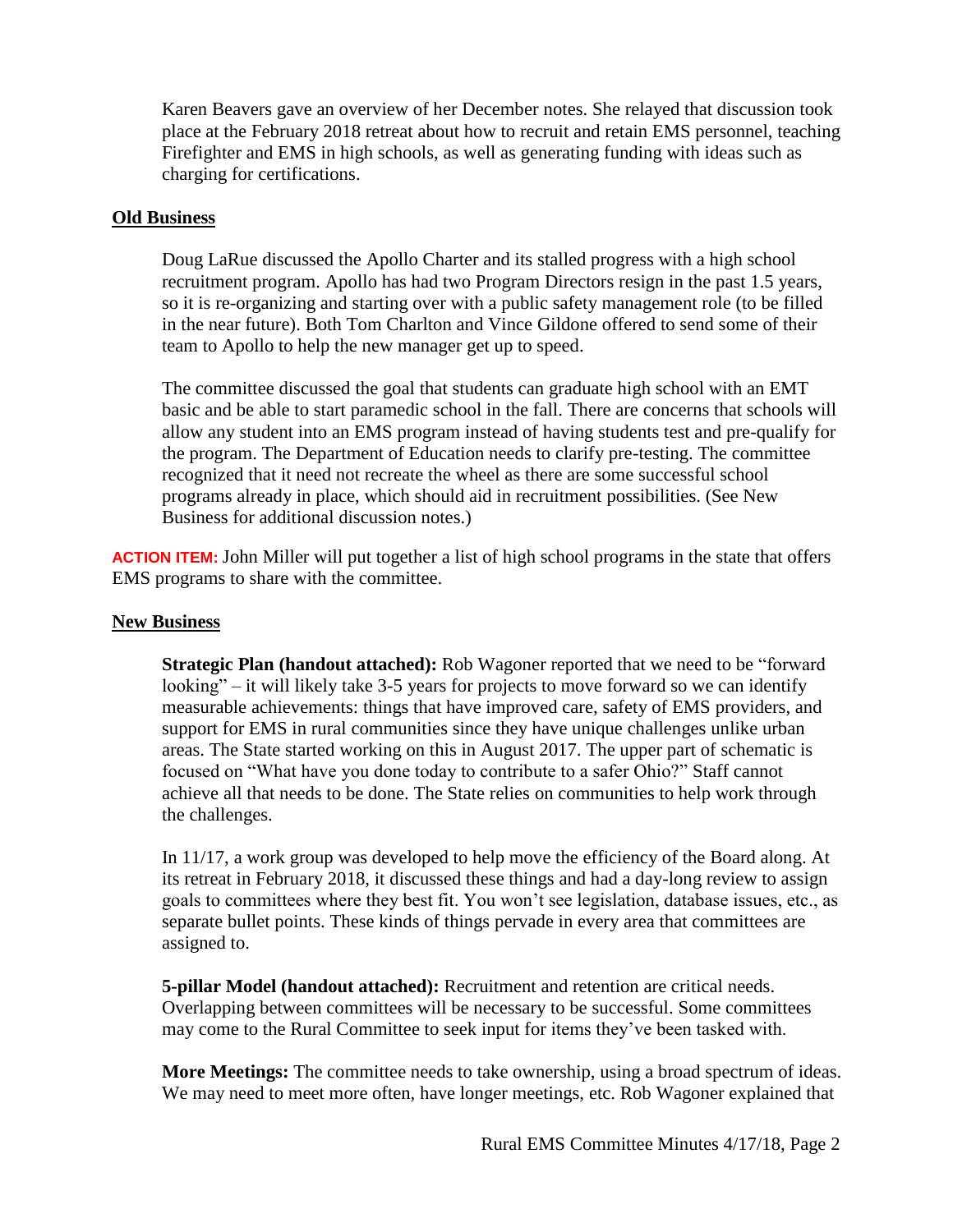Karen Beavers gave an overview of her December notes. She relayed that discussion took place at the February 2018 retreat about how to recruit and retain EMS personnel, teaching Firefighter and EMS in high schools, as well as generating funding with ideas such as charging for certifications.

## Old Business

Doug LaRue discussed the Apollo Charter and its stalled progress with a high school recruitment program. Apollo has had two Program Directors resign in the past 1.5 years, so it is re-organizing and starting over with a public safety management role (to be filled in the near future). Both Tom Charlton and Vince Gildone offered to send some of their team to Apollo to help the new manager get up to speed.

The committee discussed the goal that students can graduate high school with an EMT basic and be able to start paramedic school in the fall. There are concerns that schools will allow any student into an EMS program instead of having students test and pre-qualify for the program. The Department of Education needs to clarify pre-testing. The committee recognized that it need not recreate the wheel as there are some successful school programs already in place, which should aid in recruitment possibilities. (See New Business for additional discussion notes.)

**ACTION ITEM:** John Miller will put together a list of high school programs in the state that offers EMS programs to share with the committee.

## New Business

**Strategic Plan (handout attached):** Rob Wagoner reported that we need to be "forward looking" – it will likely take 3-5 years for projects to move forward so we can identify measurable achievements: things that have improved care, safety of EMS providers, and support for EMS in rural communities since they have unique challenges unlike urban areas. The State started working on this in August 2017. The upper part of schematic is focused on "What have you done today to contribute to a safer Ohio?" Staff cannot achieve all that needs to be done. The State relies on communities to help work through the challenges.

In 11/17, a work group was developed to help move the efficiency of the Board along. At its retreat in February 2018, it discussed these things and had a day-long review to assign goals to committees where they best fit. You won't see legislation, database issues, etc., as separate bullet points. These kinds of things pervade in every area that committees are assigned to.

**5-pillar Model (handout attached):** Recruitment and retention are critical needs. Overlapping between committees will be necessary to be successful. Some committees may come to the Rural Committee to seek input for items they've been tasked with.

**More Meetings:** The committee needs to take ownership, using a broad spectrum of ideas. We may need to meet more often, have longer meetings, etc. Rob Wagoner explained that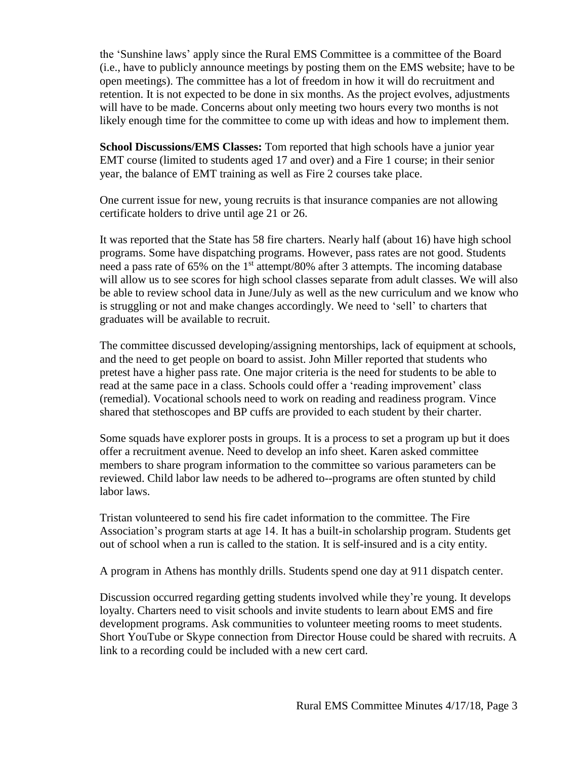the 'Sunshine laws' apply since the Rural EMS Committee is a committee of the Board (i.e., have to publicly announce meetings by posting them on the EMS website; have to be open meetings). The committee has a lot of freedom in how it will do recruitment and retention. It is not expected to be done in six months. As the project evolves, adjustments will have to be made. Concerns about only meeting two hours every two months is not likely enough time for the committee to come up with ideas and how to implement them.

**School Discussions/EMS Classes:** Tom reported that high schools have a junior year EMT course (limited to students aged 17 and over) and a Fire 1 course; in their senior year, the balance of EMT training as well as Fire 2 courses take place.

One current issue for new, young recruits is that insurance companies are not allowing certificate holders to drive until age 21 or 26.

It was reported that the State has 58 fire charters. Nearly half (about 16) have high school programs. Some have dispatching programs. However, pass rates are not good. Students need a pass rate of 65% on the 1st attempt/80% after 3 attempts. The incoming database will allow us to see scores for high school classes separate from adult classes. We will also be able to review school data in June/July as well as the new curriculum and we know who is struggling or not and make changes accordingly. We need to 'sell' to charters that graduates will be available to recruit.

The committee discussed developing/assigning mentorships, lack of equipment at schools, and the need to get people on board to assist. John Miller reported that students who pretest have a higher pass rate. One major criteria is the need for students to be able to read at the same pace in a class. Schools could offer a 'reading improvement' class (remedial). Vocational schools need to work on reading and readiness program. Vince shared that stethoscopes and BP cuffs are provided to each student by their charter.

Some squads have explorer posts in groups. It is a process to set a program up but it does offer a recruitment avenue. Need to develop an info sheet. Karen asked committee members to share program information to the committee so various parameters can be reviewed. Child labor law needs to be adhered to--programs are often stunted by child labor laws.

Tristan volunteered to send his fire cadet information to the committee. The Fire Association's program starts at age 14. It has a built-in scholarship program. Students get out of school when a run is called to the station. It is self-insured and is a city entity.

A program in Athens has monthly drills. Students spend one day at 911 dispatch center.

Discussion occurred regarding getting students involved while they're young. It develops loyalty. Charters need to visit schools and invite students to learn about EMS and fire development programs. Ask communities to volunteer meeting rooms to meet students. Short YouTube or Skype connection from Director House could be shared with recruits. A link to a recording could be included with a new cert card.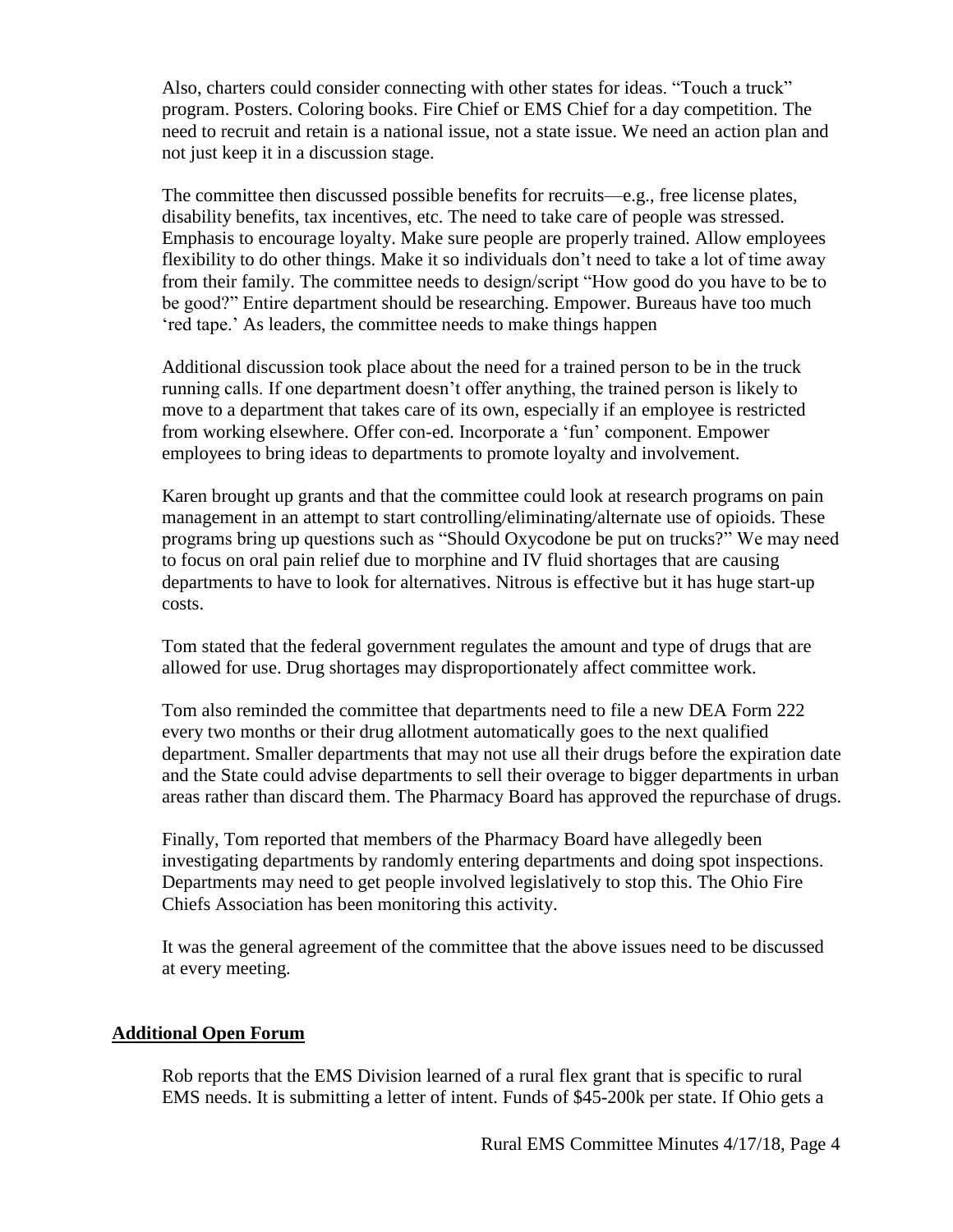Also, charters could consider connecting with other states for ideas. "Touch a truck" program. Posters. Coloring books. Fire Chief or EMS Chief for a day competition. The need to recruit and retain is a national issue, not a state issue. We need an action plan and not just keep it in a discussion stage.

The committee then discussed possible benefits for recruits—e.g., free license plates, disability benefits, tax incentives, etc. The need to take care of people was stressed. Emphasis to encourage loyalty. Make sure people are properly trained. Allow employees flexibility to do other things. Make it so individuals don't need to take a lot of time away from their family. The committee needs to design/script "How good do you have to be to be good?" Entire department should be researching. Empower. Bureaus have too much 'red tape.' As leaders, the committee needs to make things happen

Additional discussion took place about the need for a trained person to be in the truck running calls. If one department doesn't offer anything, the trained person is likely to move to a department that takes care of its own, especially if an employee is restricted from working elsewhere. Offer con-ed. Incorporate a 'fun' component. Empower employees to bring ideas to departments to promote loyalty and involvement.

Karen brought up grants and that the committee could look at research programs on pain management in an attempt to start controlling/eliminating/alternate use of opioids. These programs bring up questions such as "Should Oxycodone be put on trucks?" We may need to focus on oral pain relief due to morphine and IV fluid shortages that are causing departments to have to look for alternatives. Nitrous is effective but it has huge start-up costs.

Tom stated that the federal government regulates the amount and type of drugs that are allowed for use. Drug shortages may disproportionately affect committee work.

Tom also reminded the committee that departments need to file a new DEA Form 222 every two months or their drug allotment automatically goes to the next qualified department. Smaller departments that may not use all their drugs before the expiration date and the State could advise departments to sell their overage to bigger departments in urban areas rather than discard them. The Pharmacy Board has approved the repurchase of drugs.

Finally, Tom reported that members of the Pharmacy Board have allegedly been investigating departments by randomly entering departments and doing spot inspections. Departments may need to get people involved legislatively to stop this. The Ohio Fire Chiefs Association has been monitoring this activity.

It was the general agreement of the committee that the above issues need to be discussed at every meeting.

## **Additional Open Forum**

Rob reports that the EMS Division learned of a rural flex grant that is specific to rural EMS needs. It is submitting a letter of intent. Funds of $45-200k per state. If Ohio gets a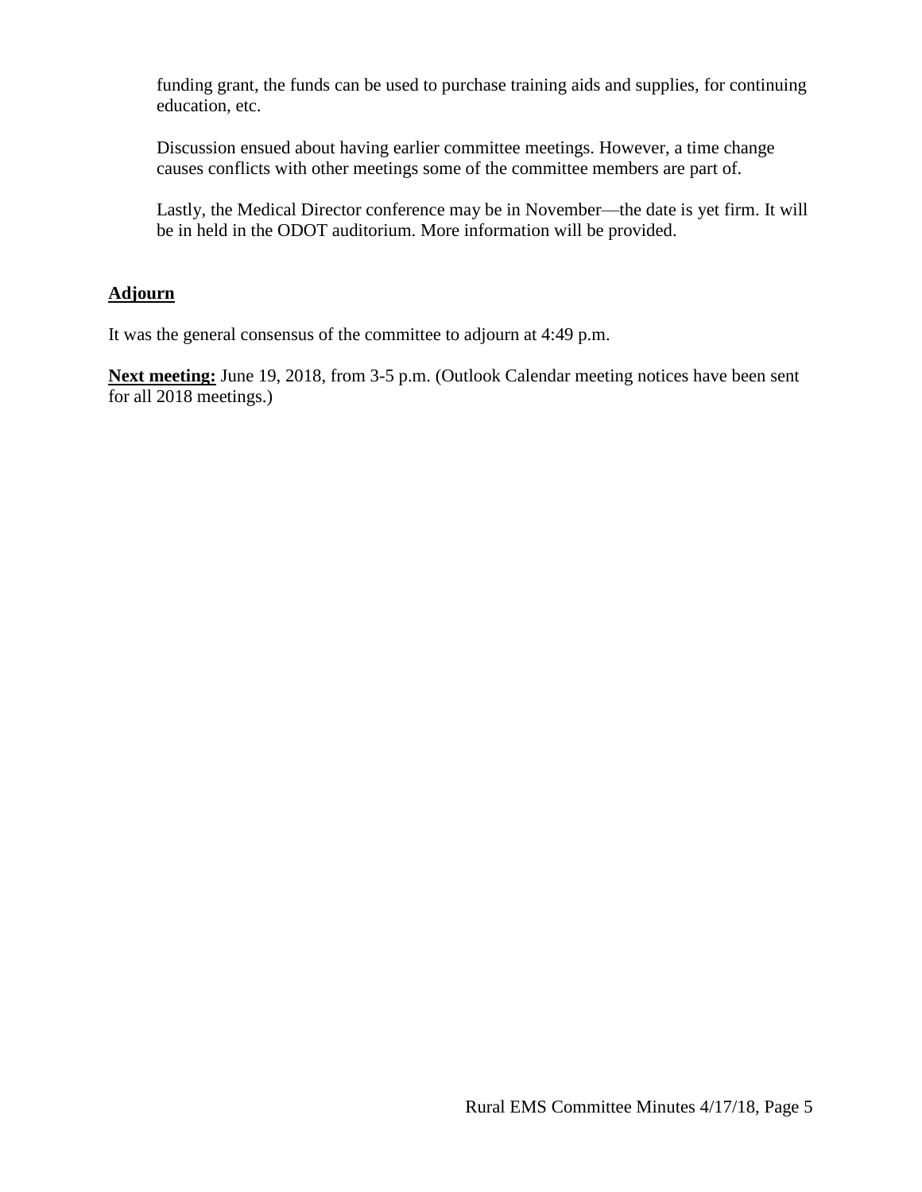funding grant, the funds can be used to purchase training aids and supplies, for continuing education, etc.

Discussion ensued about having earlier committee meetings. However, a time change causes conflicts with other meetings some of the committee members are part of.

Lastly, the Medical Director conference may be in November—the date is yet firm. It will be in held in the ODOT auditorium. More information will be provided.

## Adjourn

It was the general consensus of the committee to adjourn at 4:49 p.m.

**Next meeting:** June 19, 2018, from 3-5 p.m. (Outlook Calendar meeting notices have been sent for all 2018 meetings.)